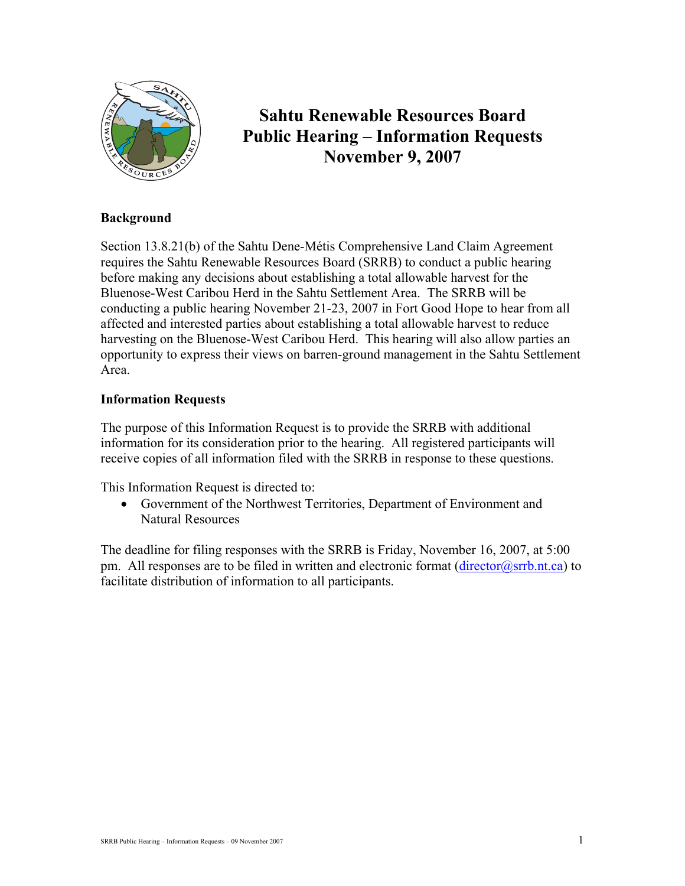# Sahtu Renewable Resources Board Public Hearing – Information Requests November 9, 2007

## Background

Section 13.8.21(b) of the Sahtu Dene-Métis Comprehensive Land Claim Agreement requires the Sahtu Renewable Resources Board (SRRB) to conduct a public hearing before making any decisions about establishing a total allowable harvest for the Bluenose-West Caribou Herd in the Sahtu Settlement Area. The SRRB will be conducting a public hearing November 21-23, 2007 in Fort Good Hope to hear from all affected and interested parties about establishing a total allowable harvest to reduce harvesting on the Bluenose-West Caribou Herd. This hearing will also allow parties an opportunity to express their views on barren-ground management in the Sahtu Settlement Area.

## Information Requests

The purpose of this Information Request is to provide the SRRB with additional information for its consideration prior to the hearing. All registered participants will receive copies of all information filed with the SRRB in response to these questions.

This Information Request is directed to:

- Government of the Northwest Territories, Department of Environment and Natural Resources

The deadline for filing responses with the SRRB is Friday, November 16, 2007, at 5:00 pm. All responses are to be filed in written and electronic format (director@srrb.nt.ca) to facilitate distribution of information to all participants.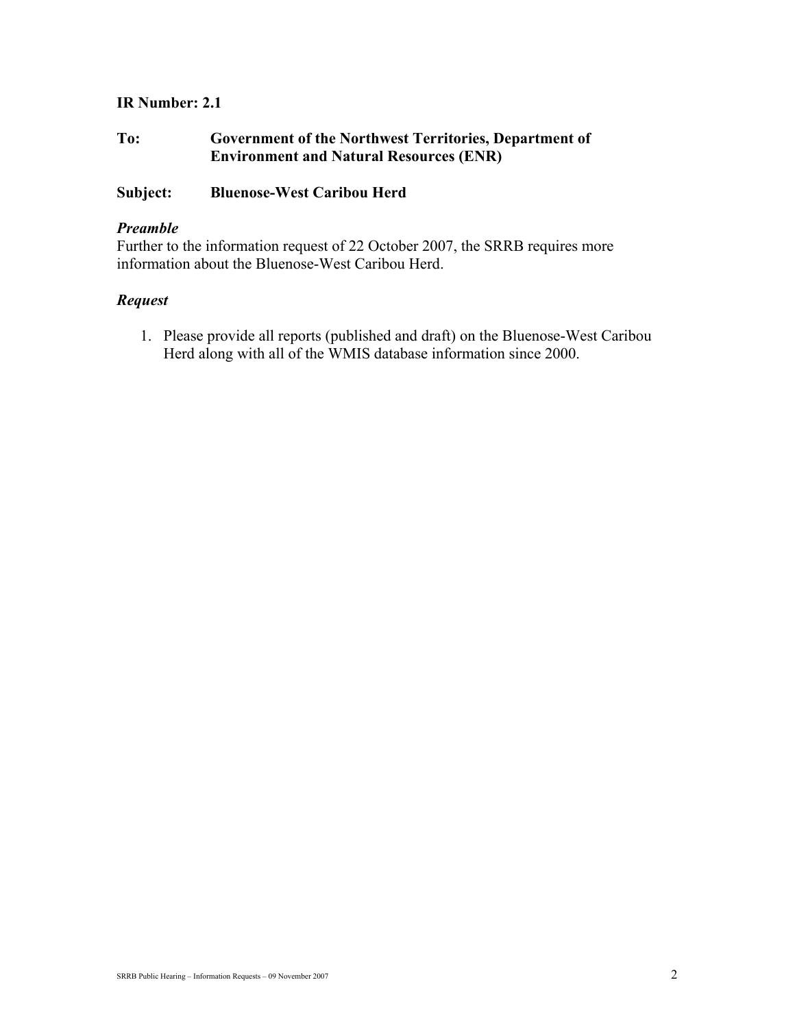**IR Number: 2.1**

**To:** **Government of the Northwest Territories, Department of Environment and Natural Resources (ENR)**

**Subject:** **Bluenose-West Caribou Herd**

***Preamble***

Further to the information request of 22 October 2007, the SRRB requires more information about the Bluenose-West Caribou Herd.

***Request***

1. Please provide all reports (published and draft) on the Bluenose-West Caribou Herd along with all of the WMIS database information since 2000.